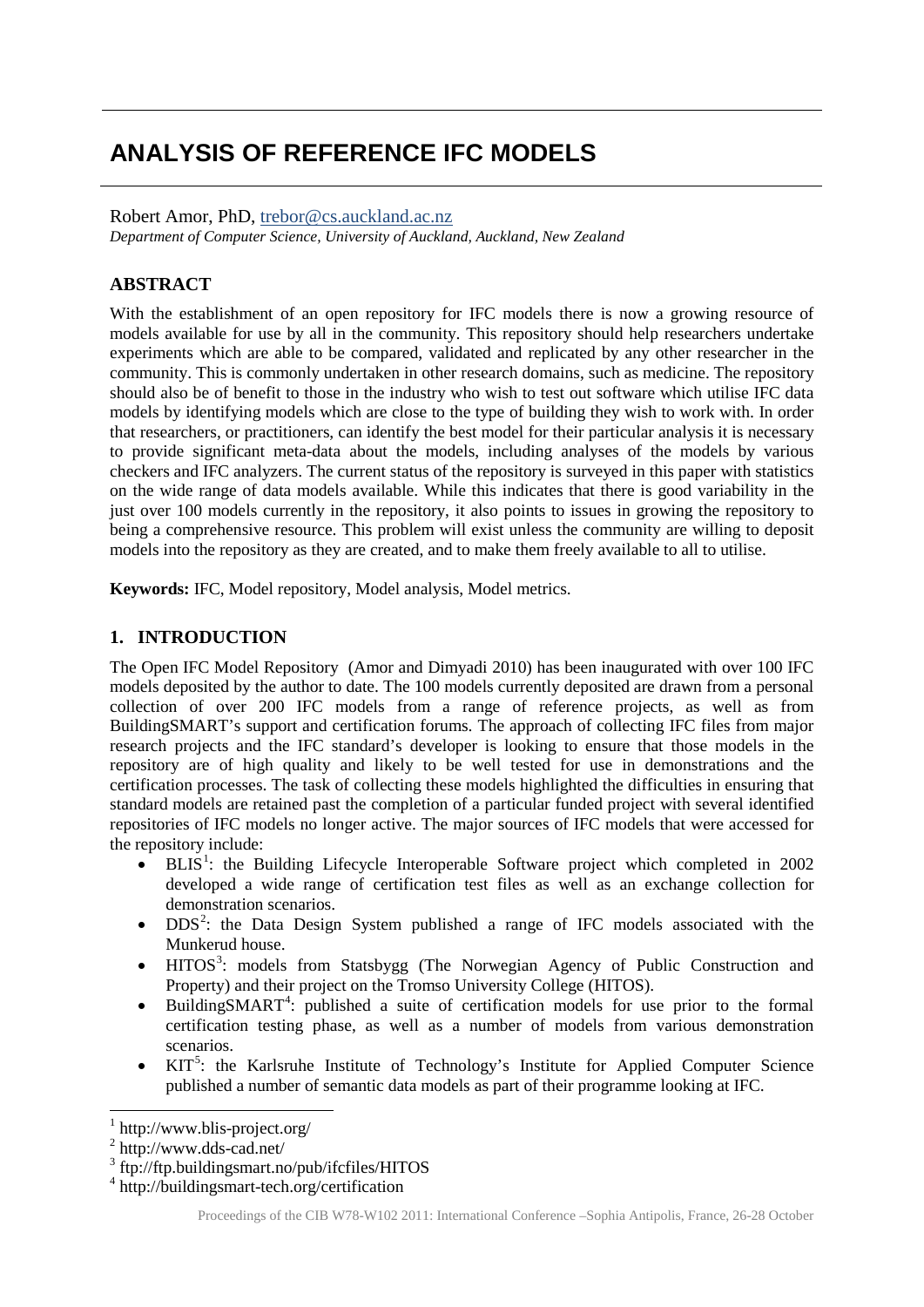# ANALYSIS OF REFERENCE IFC MODELS

Robert Amor, PhD, trebor@cs.auckland.ac.nz

*Department of Computer Science, University of Auckland, Auckland, New Zealand*

## ABSTRACT

With the establishment of an open repository for IFC models there is now a growing resource of models available for use by all in the community. This repository should help researchers undertake experiments which are able to be compared, validated and replicated by any other researcher in the community. This is commonly undertaken in other research domains, such as medicine. The repository should also be of benefit to those in the industry who wish to test out software which utilise IFC data models by identifying models which are close to the type of building they wish to work with. In order that researchers, or practitioners, can identify the best model for their particular analysis it is necessary to provide significant meta-data about the models, including analyses of the models by various checkers and IFC analyzers. The current status of the repository is surveyed in this paper with statistics on the wide range of data models available. While this indicates that there is good variability in the just over 100 models currently in the repository, it also points to issues in growing the repository to being a comprehensive resource. This problem will exist unless the community are willing to deposit models into the repository as they are created, and to make them freely available to all to utilise.

**Keywords:** IFC, Model repository, Model analysis, Model metrics.

## 1. INTRODUCTION

The Open IFC Model Repository (Amor and Dimyadi 2010) has been inaugurated with over 100 IFC models deposited by the author to date. The 100 models currently deposited are drawn from a personal collection of over 200 IFC models from a range of reference projects, as well as from BuildingSMART's support and certification forums. The approach of collecting IFC files from major research projects and the IFC standard's developer is looking to ensure that those models in the repository are of high quality and likely to be well tested for use in demonstrations and the certification processes. The task of collecting these models highlighted the difficulties in ensuring that standard models are retained past the completion of a particular funded project with several identified repositories of IFC models no longer active. The major sources of IFC models that were accessed for the repository include:

- BLIS[1]: the Building Lifecycle Interoperable Software project which completed in 2002 developed a wide range of certification test files as well as an exchange collection for demonstration scenarios.
- DDS[2]: the Data Design System published a range of IFC models associated with the Munkerud house.
- HITOS[3]: models from Statsbygg (The Norwegian Agency of Public Construction and Property) and their project on the Tromso University College (HITOS).
- BuildingSMART[4]: published a suite of certification models for use prior to the formal certification testing phase, as well as a number of models from various demonstration scenarios.
- KIT[5]: the Karlsruhe Institute of Technology's Institute for Applied Computer Science published a number of semantic data models as part of their programme looking at IFC.

[1] http://www.blis-project.org/

[2] http://www.dds-cad.net/

[3] ftp://ftp.buildingsmart.no/pub/ifcfiles/HITOS

[4] http://buildingsmart-tech.org/certification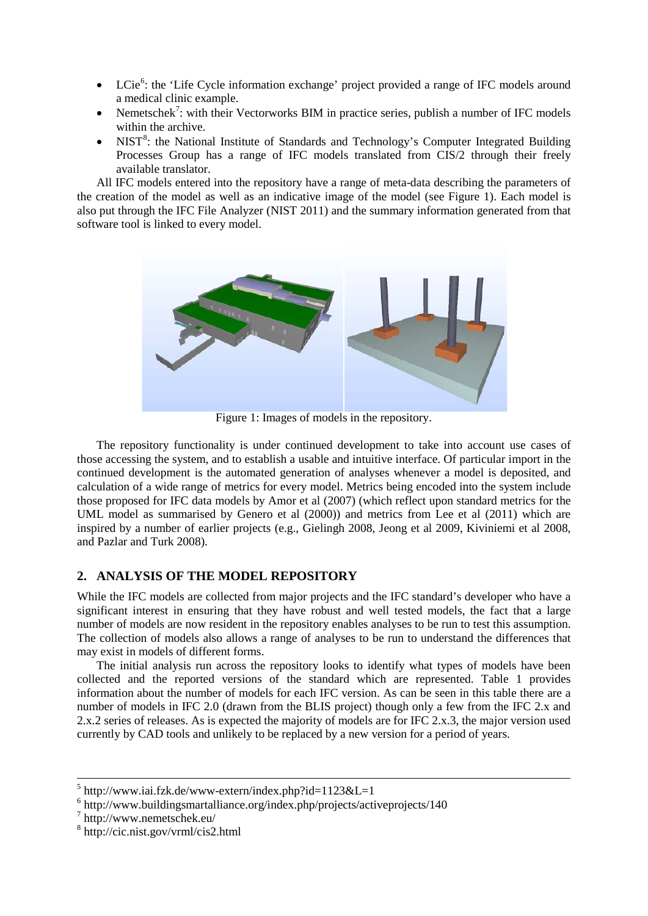- LCie[6]: the 'Life Cycle information exchange' project provided a range of IFC models around a medical clinic example.
- Nemetschek[7]: with their Vectorworks BIM in practice series, publish a number of IFC models within the archive.
- NIST[8]: the National Institute of Standards and Technology's Computer Integrated Building Processes Group has a range of IFC models translated from CIS/2 through their freely available translator.

All IFC models entered into the repository have a range of meta-data describing the parameters of the creation of the model as well as an indicative image of the model (see Figure 1). Each model is also put through the IFC File Analyzer (NIST 2011) and the summary information generated from that software tool is linked to every model.

Figure 1: Images of models in the repository.

The repository functionality is under continued development to take into account use cases of those accessing the system, and to establish a usable and intuitive interface. Of particular import in the continued development is the automated generation of analyses whenever a model is deposited, and calculation of a wide range of metrics for every model. Metrics being encoded into the system include those proposed for IFC data models by Amor et al (2007) (which reflect upon standard metrics for the UML model as summarised by Genero et al (2000)) and metrics from Lee et al (2011) which are inspired by a number of earlier projects (e.g., Gielingh 2008, Jeong et al 2009, Kiviniemi et al 2008, and Pazlar and Turk 2008).

## 2. ANALYSIS OF THE MODEL REPOSITORY

While the IFC models are collected from major projects and the IFC standard's developer who have a significant interest in ensuring that they have robust and well tested models, the fact that a large number of models are now resident in the repository enables analyses to be run to test this assumption. The collection of models also allows a range of analyses to be run to understand the differences that may exist in models of different forms.

The initial analysis run across the repository looks to identify what types of models have been collected and the reported versions of the standard which are represented. Table 1 provides information about the number of models for each IFC version. As can be seen in this table there are a number of models in IFC 2.0 (drawn from the BLIS project) though only a few from the IFC 2.x and 2.x.2 series of releases. As is expected the majority of models are for IFC 2.x.3, the major version used currently by CAD tools and unlikely to be replaced by a new version for a period of years.

---

[5] http://www.iai.fzk.de/www-extern/index.php?id=1123&L=1

[6] http://www.buildingsmartalliance.org/index.php/projects/activeprojects/140

[7] http://www.nemetschek.eu/

[8] http://cic.nist.gov/vrml/cis2.html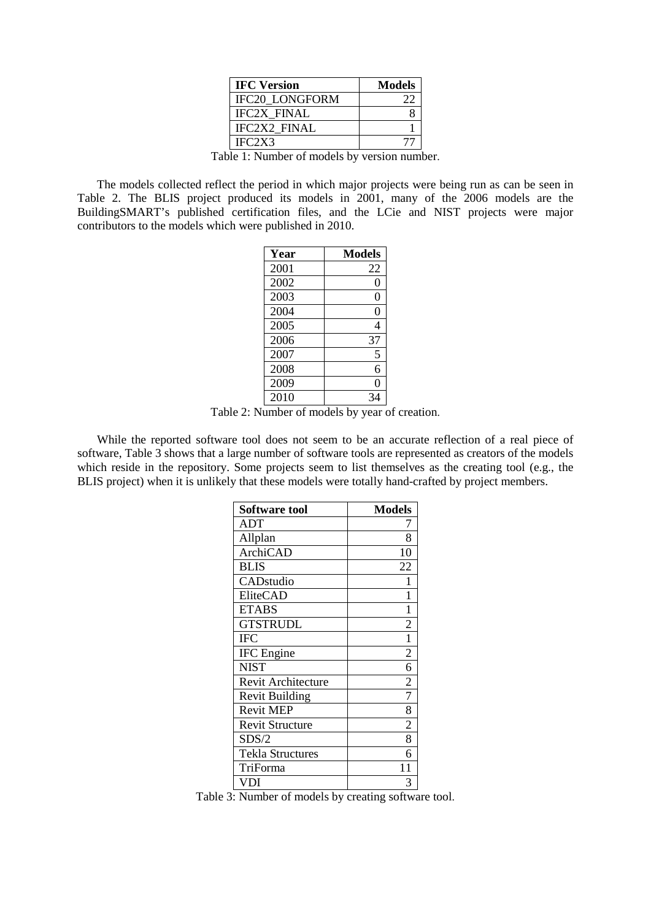| IFC Version | Models |
|---|---|
| IFC20_LONGFORM | 22 |
| IFC2X_FINAL | 8 |
| IFC2X2_FINAL | 1 |
| IFC2X3 | 77 |

Table 1: Number of models by version number.

The models collected reflect the period in which major projects were being run as can be seen in Table 2. The BLIS project produced its models in 2001, many of the 2006 models are the BuildingSMART's published certification files, and the LCie and NIST projects were major contributors to the models which were published in 2010.

| Year | Models |
|---|---|
| 2001 | 22 |
| 2002 | 0 |
| 2003 | 0 |
| 2004 | 0 |
| 2005 | 4 |
| 2006 | 37 |
| 2007 | 5 |
| 2008 | 6 |
| 2009 | 0 |
| 2010 | 34 |

Table 2: Number of models by year of creation.

While the reported software tool does not seem to be an accurate reflection of a real piece of software, Table 3 shows that a large number of software tools are represented as creators of the models which reside in the repository. Some projects seem to list themselves as the creating tool (e.g., the BLIS project) when it is unlikely that these models were totally hand-crafted by project members.

| Software tool | Models |
|---|---|
| ADT | 7 |
| Allplan | 8 |
| ArchiCAD | 10 |
| BLIS | 22 |
| CADstudio | 1 |
| EliteCAD | 1 |
| ETABS | 1 |
| GTSTRUDL | 2 |
| IFC | 1 |
| IFC Engine | 2 |
| NIST | 6 |
| Revit Architecture | 2 |
| Revit Building | 7 |
| Revit MEP | 8 |
| Revit Structure | 2 |
| SDS/2 | 8 |
| Tekla Structures | 6 |
| TriForma | 11 |
| VDI | 3 |

Table 3: Number of models by creating software tool.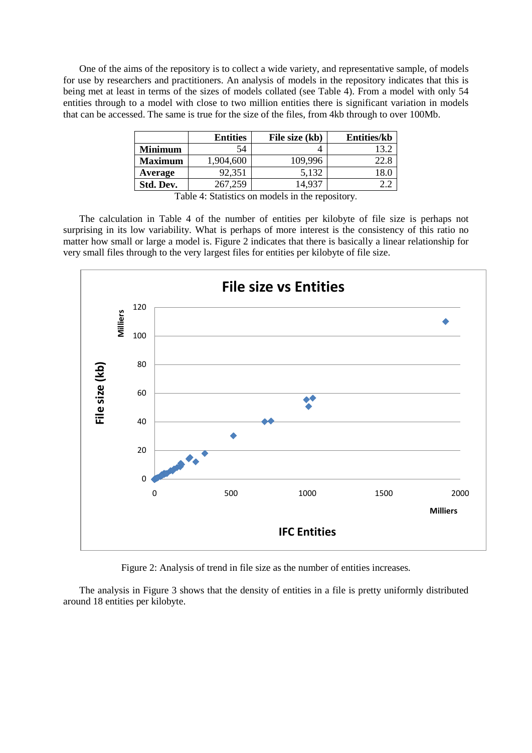One of the aims of the repository is to collect a wide variety, and representative sample, of models for use by researchers and practitioners. An analysis of models in the repository indicates that this is being met at least in terms of the sizes of models collated (see Table 4). From a model with only 54 entities through to a model with close to two million entities there is significant variation in models that can be accessed. The same is true for the size of the files, from 4kb through to over 100Mb.

| | Entities | File size (kb) | Entities/kb |
|---|---|---|---|
| **Minimum** | 54 | 4 | 13.2 |
| **Maximum** | 1,904,600 | 109,996 | 22.8 |
| **Average** | 92,351 | 5,132 | 18.0 |
| **Std. Dev.** | 267,259 | 14,937 | 2.2 |

Table 4: Statistics on models in the repository.

The calculation in Table 4 of the number of entities per kilobyte of file size is perhaps not surprising in its low variability. What is perhaps of more interest is the consistency of this ratio no matter how small or large a model is. Figure 2 indicates that there is basically a linear relationship for very small files through to the very largest files for entities per kilobyte of file size.

Figure 2: Analysis of trend in file size as the number of entities increases.

The analysis in Figure 3 shows that the density of entities in a file is pretty uniformly distributed around 18 entities per kilobyte.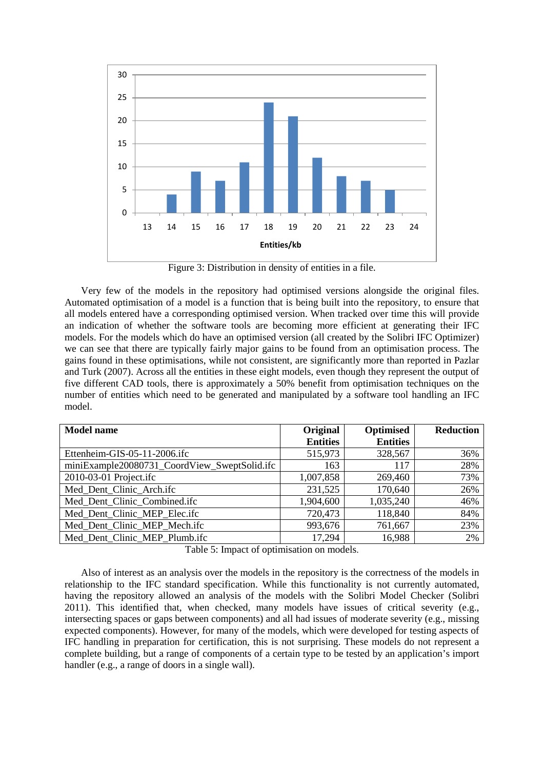Figure 3: Distribution in density of entities in a file.

Very few of the models in the repository had optimised versions alongside the original files. Automated optimisation of a model is a function that is being built into the repository, to ensure that all models entered have a corresponding optimised version. When tracked over time this will provide an indication of whether the software tools are becoming more efficient at generating their IFC models. For the models which do have an optimised version (all created by the Solibri IFC Optimizer) we can see that there are typically fairly major gains to be found from an optimisation process. The gains found in these optimisations, while not consistent, are significantly more than reported in Pazlar and Turk (2007). Across all the entities in these eight models, even though they represent the output of five different CAD tools, there is approximately a 50% benefit from optimisation techniques on the number of entities which need to be generated and manipulated by a software tool handling an IFC model.

| Model name | Original Entities | Optimised Entities | Reduction |
|---|---:|---:|---:|
| Ettenheim-GIS-05-11-2006.ifc | 515,973 | 328,567 | 36% |
| miniExample20080731_CoordView_SweptSolid.ifc | 163 | 117 | 28% |
| 2010-03-01 Project.ifc | 1,007,858 | 269,460 | 73% |
| Med_Dent_Clinic_Arch.ifc | 231,525 | 170,640 | 26% |
| Med_Dent_Clinic_Combined.ifc | 1,904,600 | 1,035,240 | 46% |
| Med_Dent_Clinic_MEP_Elec.ifc | 720,473 | 118,840 | 84% |
| Med_Dent_Clinic_MEP_Mech.ifc | 993,676 | 761,667 | 23% |
| Med_Dent_Clinic_MEP_Plumb.ifc | 17,294 | 16,988 | 2% |

Table 5: Impact of optimisation on models.

Also of interest as an analysis over the models in the repository is the correctness of the models in relationship to the IFC standard specification. While this functionality is not currently automated, having the repository allowed an analysis of the models with the Solibri Model Checker (Solibri 2011). This identified that, when checked, many models have issues of critical severity (e.g., intersecting spaces or gaps between components) and all had issues of moderate severity (e.g., missing expected components). However, for many of the models, which were developed for testing aspects of IFC handling in preparation for certification, this is not surprising. These models do not represent a complete building, but a range of components of a certain type to be tested by an application's import handler (e.g., a range of doors in a single wall).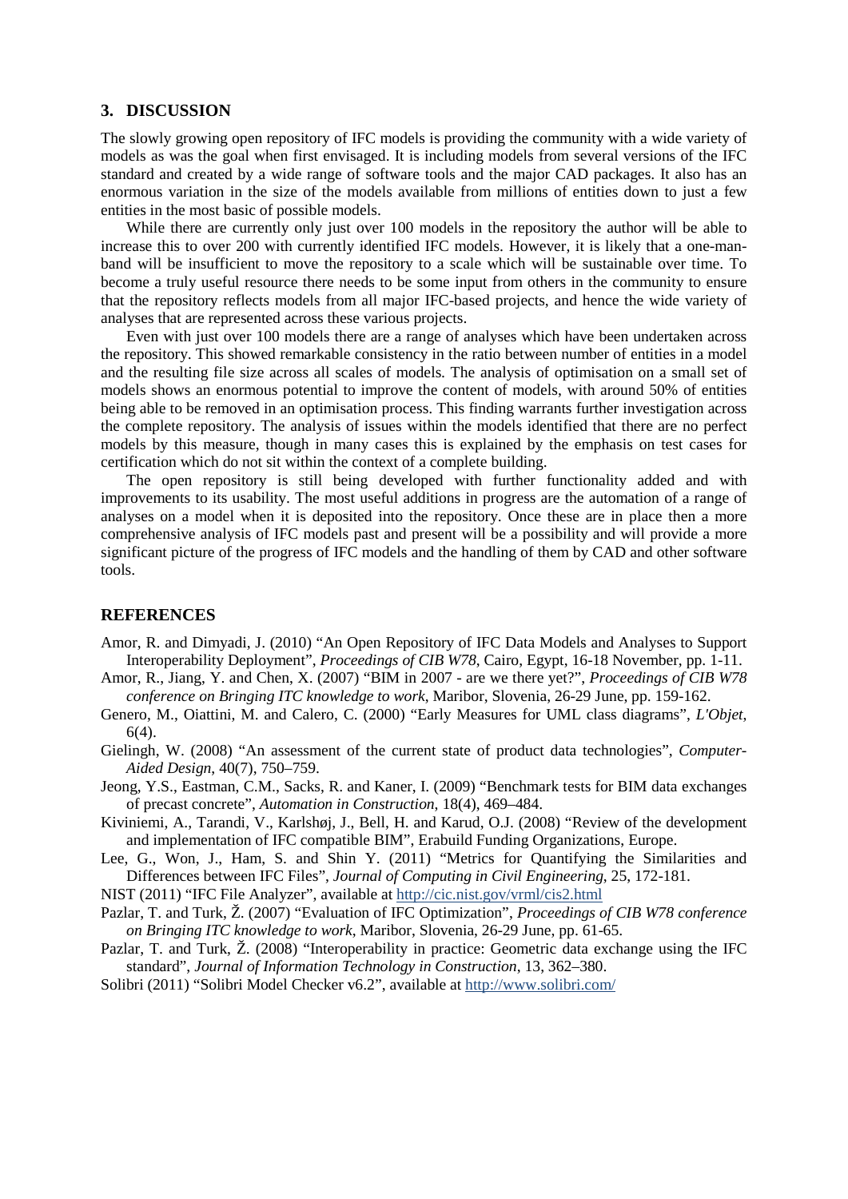## 3. DISCUSSION

The slowly growing open repository of IFC models is providing the community with a wide variety of models as was the goal when first envisaged. It is including models from several versions of the IFC standard and created by a wide range of software tools and the major CAD packages. It also has an enormous variation in the size of the models available from millions of entities down to just a few entities in the most basic of possible models.

While there are currently only just over 100 models in the repository the author will be able to increase this to over 200 with currently identified IFC models. However, it is likely that a one-man-band will be insufficient to move the repository to a scale which will be sustainable over time. To become a truly useful resource there needs to be some input from others in the community to ensure that the repository reflects models from all major IFC-based projects, and hence the wide variety of analyses that are represented across these various projects.

Even with just over 100 models there are a range of analyses which have been undertaken across the repository. This showed remarkable consistency in the ratio between number of entities in a model and the resulting file size across all scales of models. The analysis of optimisation on a small set of models shows an enormous potential to improve the content of models, with around 50% of entities being able to be removed in an optimisation process. This finding warrants further investigation across the complete repository. The analysis of issues within the models identified that there are no perfect models by this measure, though in many cases this is explained by the emphasis on test cases for certification which do not sit within the context of a complete building.

The open repository is still being developed with further functionality added and with improvements to its usability. The most useful additions in progress are the automation of a range of analyses on a model when it is deposited into the repository. Once these are in place then a more comprehensive analysis of IFC models past and present will be a possibility and will provide a more significant picture of the progress of IFC models and the handling of them by CAD and other software tools.

## REFERENCES

Amor, R. and Dimyadi, J. (2010) "An Open Repository of IFC Data Models and Analyses to Support Interoperability Deployment", *Proceedings of CIB W78*, Cairo, Egypt, 16-18 November, pp. 1-11.

Amor, R., Jiang, Y. and Chen, X. (2007) "BIM in 2007 - are we there yet?", *Proceedings of CIB W78 conference on Bringing ITC knowledge to work*, Maribor, Slovenia, 26-29 June, pp. 159-162.

Genero, M., Oiattini, M. and Calero, C. (2000) "Early Measures for UML class diagrams", *L'Objet*, 6(4).

Gielingh, W. (2008) "An assessment of the current state of product data technologies", *Computer-Aided Design*, 40(7), 750–759.

Jeong, Y.S., Eastman, C.M., Sacks, R. and Kaner, I. (2009) "Benchmark tests for BIM data exchanges of precast concrete", *Automation in Construction*, 18(4), 469–484.

Kiviniemi, A., Tarandi, V., Karlshøj, J., Bell, H. and Karud, O.J. (2008) "Review of the development and implementation of IFC compatible BIM", Erabuild Funding Organizations, Europe.

Lee, G., Won, J., Ham, S. and Shin Y. (2011) "Metrics for Quantifying the Similarities and Differences between IFC Files", *Journal of Computing in Civil Engineering*, 25, 172-181.

NIST (2011) "IFC File Analyzer", available at http://cic.nist.gov/vrml/cis2.html

Pazlar, T. and Turk, Ž. (2007) "Evaluation of IFC Optimization", *Proceedings of CIB W78 conference on Bringing ITC knowledge to work*, Maribor, Slovenia, 26-29 June, pp. 61-65.

Pazlar, T. and Turk, Ž. (2008) "Interoperability in practice: Geometric data exchange using the IFC standard", *Journal of Information Technology in Construction*, 13, 362–380.

Solibri (2011) "Solibri Model Checker v6.2", available at http://www.solibri.com/